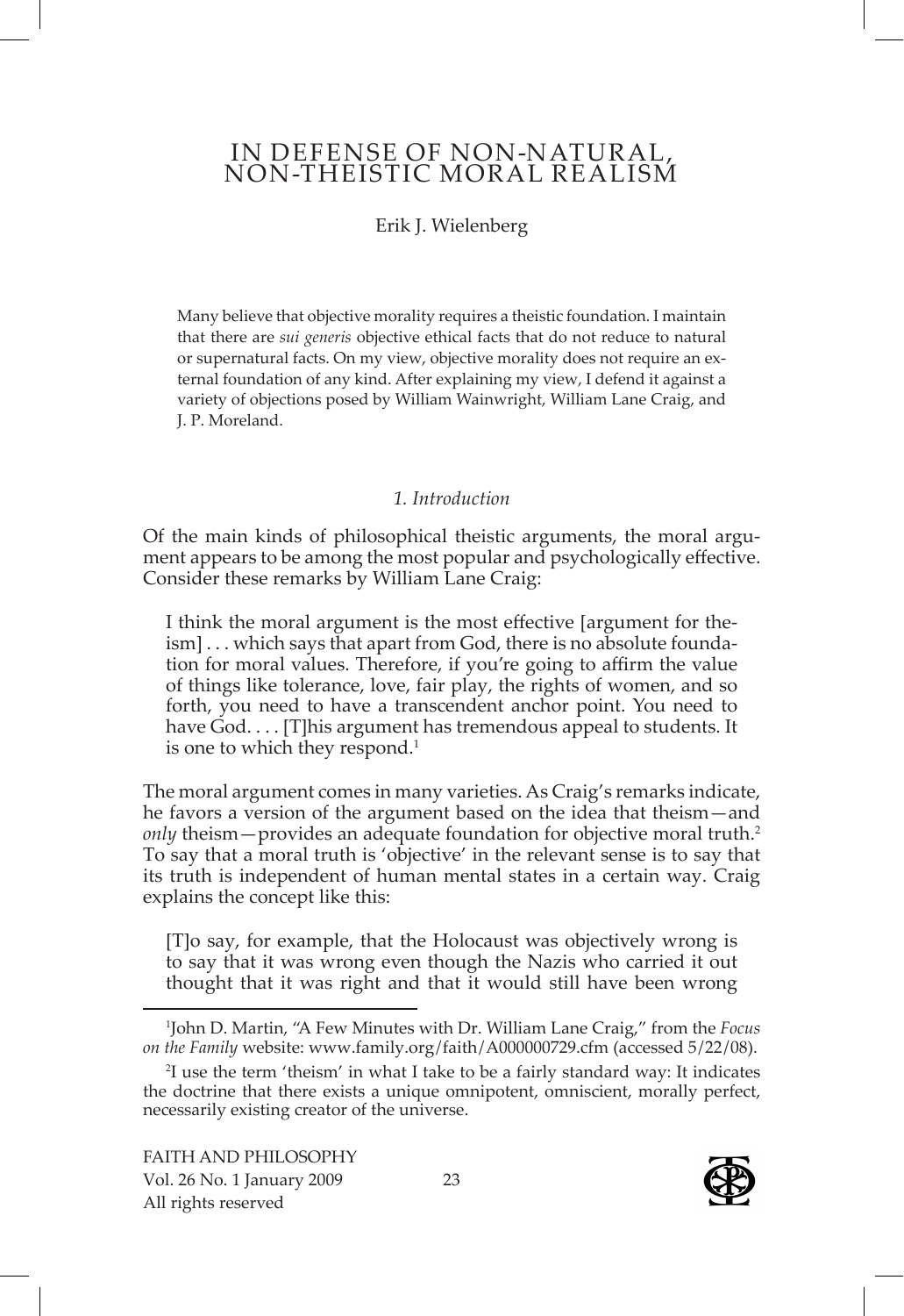# IN DEFENSE OF NON-NATURAL, NON-THEISTIC MORAL REALISM

Erik J. Wielenberg

Many believe that objective morality requires a theistic foundation. I maintain that there are *sui generis* objective ethical facts that do not reduce to natural or supernatural facts. On my view, objective morality does not require an external foundation of any kind. After explaining my view, I defend it against a variety of objections posed by William Wainwright, William Lane Craig, and J. P. Moreland.

## *1. Introduction*

Of the main kinds of philosophical theistic arguments, the moral argument appears to be among the most popular and psychologically effective. Consider these remarks by William Lane Craig:

> I think the moral argument is the most effective [argument for theism] . . . which says that apart from God, there is no absolute foundation for moral values. Therefore, if you're going to affirm the value of things like tolerance, love, fair play, the rights of women, and so forth, you need to have a transcendent anchor point. You need to have God. . . . [T]his argument has tremendous appeal to students. It is one to which they respond.[1]

The moral argument comes in many varieties. As Craig's remarks indicate, he favors a version of the argument based on the idea that theism—and *only* theism—provides an adequate foundation for objective moral truth.[2] To say that a moral truth is 'objective' in the relevant sense is to say that its truth is independent of human mental states in a certain way. Craig explains the concept like this:

> [T]o say, for example, that the Holocaust was objectively wrong is to say that it was wrong even though the Nazis who carried it out thought that it was right and that it would still have been wrong

[1] John D. Martin, "A Few Minutes with Dr. William Lane Craig," from the *Focus on the Family* website: www.family.org/faith/A000000729.cfm (accessed 5/22/08).

[2] I use the term 'theism' in what I take to be a fairly standard way: It indicates the doctrine that there exists a unique omnipotent, omniscient, morally perfect, necessarily existing creator of the universe.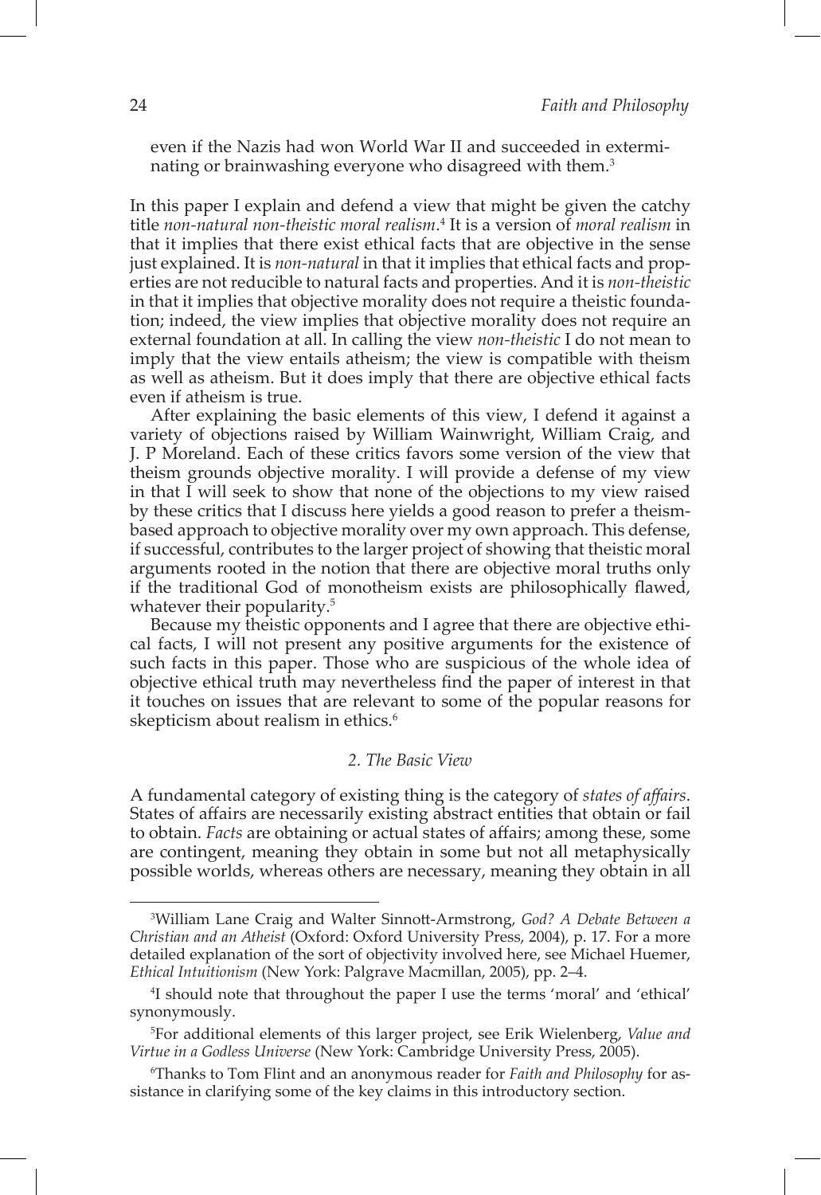even if the Nazis had won World War II and succeeded in exterminating or brainwashing everyone who disagreed with them.[3]

In this paper I explain and defend a view that might be given the catchy title *non-natural non-theistic moral realism*.[4] It is a version of *moral realism* in that it implies that there exist ethical facts that are objective in the sense just explained. It is *non-natural* in that it implies that ethical facts and properties are not reducible to natural facts and properties. And it is *non-theistic* in that it implies that objective morality does not require a theistic foundation; indeed, the view implies that objective morality does not require an external foundation at all. In calling the view *non-theistic* I do not mean to imply that the view entails atheism; the view is compatible with theism as well as atheism. But it does imply that there are objective ethical facts even if atheism is true.

After explaining the basic elements of this view, I defend it against a variety of objections raised by William Wainwright, William Craig, and J. P Moreland. Each of these critics favors some version of the view that theism grounds objective morality. I will provide a defense of my view in that I will seek to show that none of the objections to my view raised by these critics that I discuss here yields a good reason to prefer a theism-based approach to objective morality over my own approach. This defense, if successful, contributes to the larger project of showing that theistic moral arguments rooted in the notion that there are objective moral truths only if the traditional God of monotheism exists are philosophically flawed, whatever their popularity.[5]

Because my theistic opponents and I agree that there are objective ethical facts, I will not present any positive arguments for the existence of such facts in this paper. Those who are suspicious of the whole idea of objective ethical truth may nevertheless find the paper of interest in that it touches on issues that are relevant to some of the popular reasons for skepticism about realism in ethics.[6]

## *2. The Basic View*

A fundamental category of existing thing is the category of *states of affairs*. States of affairs are necessarily existing abstract entities that obtain or fail to obtain. *Facts* are obtaining or actual states of affairs; among these, some are contingent, meaning they obtain in some but not all metaphysically possible worlds, whereas others are necessary, meaning they obtain in all

---

[3]William Lane Craig and Walter Sinnott-Armstrong, *God? A Debate Between a Christian and an Atheist* (Oxford: Oxford University Press, 2004), p. 17. For a more detailed explanation of the sort of objectivity involved here, see Michael Huemer, *Ethical Intuitionism* (New York: Palgrave Macmillan, 2005), pp. 2–4.

[4]I should note that throughout the paper I use the terms 'moral' and 'ethical' synonymously.

[5]For additional elements of this larger project, see Erik Wielenberg, *Value and Virtue in a Godless Universe* (New York: Cambridge University Press, 2005).

[6]Thanks to Tom Flint and an anonymous reader for *Faith and Philosophy* for assistance in clarifying some of the key claims in this introductory section.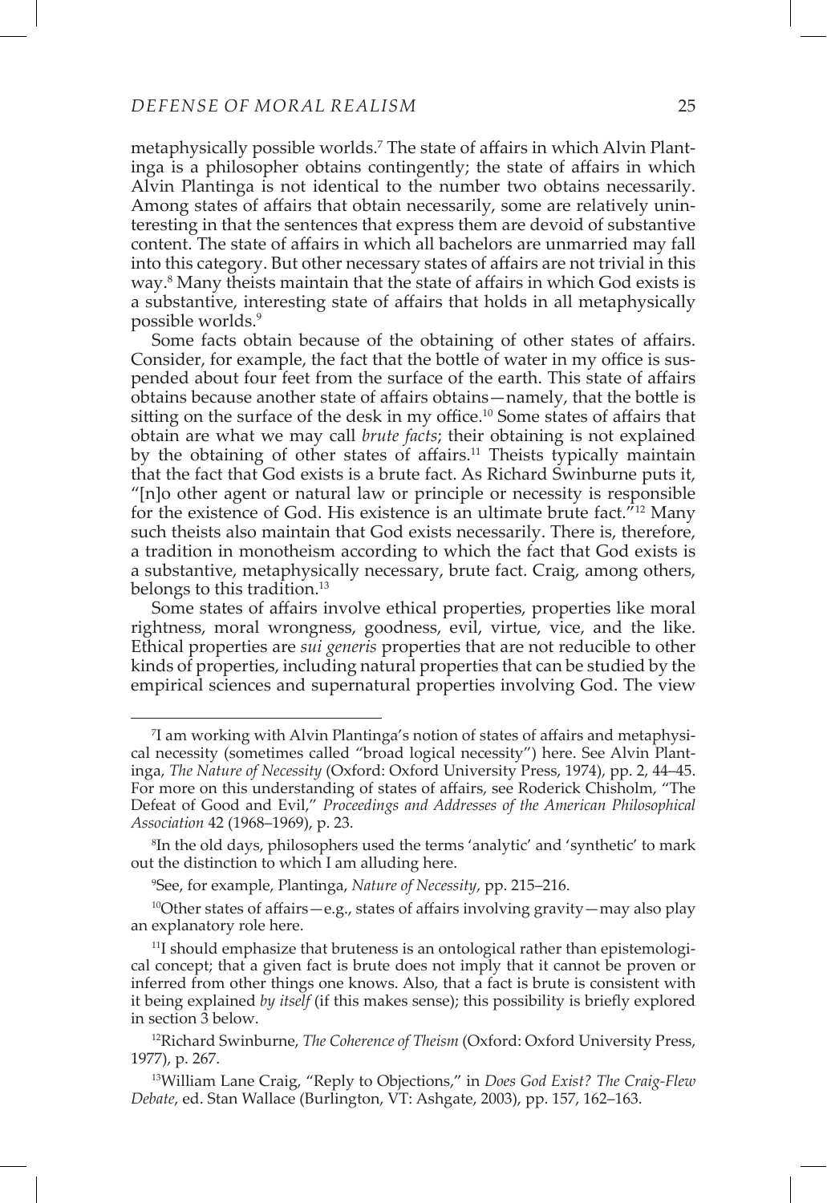metaphysically possible worlds.[7] The state of affairs in which Alvin Plantinga is a philosopher obtains contingently; the state of affairs in which Alvin Plantinga is not identical to the number two obtains necessarily. Among states of affairs that obtain necessarily, some are relatively uninteresting in that the sentences that express them are devoid of substantive content. The state of affairs in which all bachelors are unmarried may fall into this category. But other necessary states of affairs are not trivial in this way.[8] Many theists maintain that the state of affairs in which God exists is a substantive, interesting state of affairs that holds in all metaphysically possible worlds.[9]

Some facts obtain because of the obtaining of other states of affairs. Consider, for example, the fact that the bottle of water in my office is suspended about four feet from the surface of the earth. This state of affairs obtains because another state of affairs obtains—namely, that the bottle is sitting on the surface of the desk in my office.[10] Some states of affairs that obtain are what we may call *brute facts*; their obtaining is not explained by the obtaining of other states of affairs.[11] Theists typically maintain that the fact that God exists is a brute fact. As Richard Swinburne puts it, "[n]o other agent or natural law or principle or necessity is responsible for the existence of God. His existence is an ultimate brute fact."[12] Many such theists also maintain that God exists necessarily. There is, therefore, a tradition in monotheism according to which the fact that God exists is a substantive, metaphysically necessary, brute fact. Craig, among others, belongs to this tradition.[13]

Some states of affairs involve ethical properties, properties like moral rightness, moral wrongness, goodness, evil, virtue, vice, and the like. Ethical properties are *sui generis* properties that are not reducible to other kinds of properties, including natural properties that can be studied by the empirical sciences and supernatural properties involving God. The view

---

[7] I am working with Alvin Plantinga's notion of states of affairs and metaphysical necessity (sometimes called "broad logical necessity") here. See Alvin Plantinga, *The Nature of Necessity* (Oxford: Oxford University Press, 1974), pp. 2, 44–45. For more on this understanding of states of affairs, see Roderick Chisholm, "The Defeat of Good and Evil," *Proceedings and Addresses of the American Philosophical Association* 42 (1968–1969), p. 23.

[8] In the old days, philosophers used the terms 'analytic' and 'synthetic' to mark out the distinction to which I am alluding here.

[9] See, for example, Plantinga, *Nature of Necessity*, pp. 215–216.

[10] Other states of affairs—e.g., states of affairs involving gravity—may also play an explanatory role here.

[11] I should emphasize that bruteness is an ontological rather than epistemological concept; that a given fact is brute does not imply that it cannot be proven or inferred from other things one knows. Also, that a fact is brute is consistent with it being explained *by itself* (if this makes sense); this possibility is briefly explored in section 3 below.

[12] Richard Swinburne, *The Coherence of Theism* (Oxford: Oxford University Press, 1977), p. 267.

[13] William Lane Craig, "Reply to Objections," in *Does God Exist? The Craig-Flew Debate*, ed. Stan Wallace (Burlington, VT: Ashgate, 2003), pp. 157, 162–163.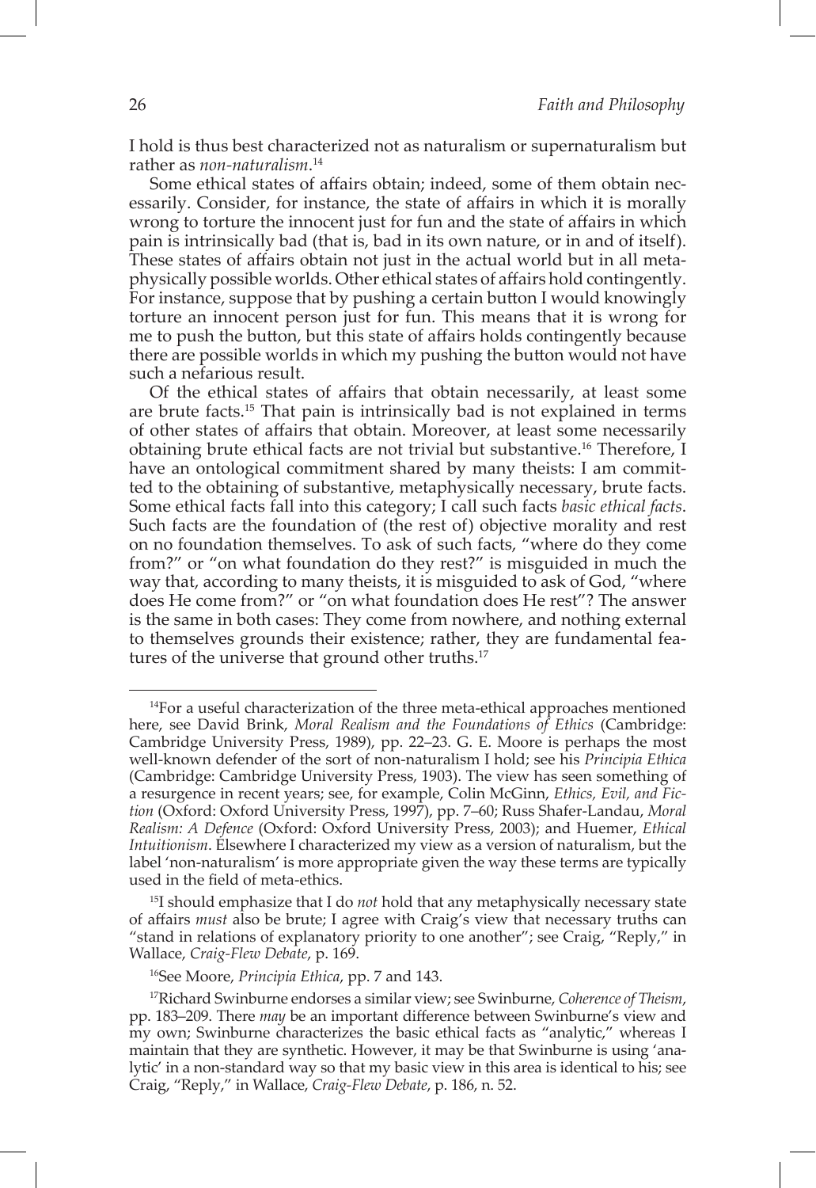I hold is thus best characterized not as naturalism or supernaturalism but rather as *non-naturalism*.[14]

Some ethical states of affairs obtain; indeed, some of them obtain necessarily. Consider, for instance, the state of affairs in which it is morally wrong to torture the innocent just for fun and the state of affairs in which pain is intrinsically bad (that is, bad in its own nature, or in and of itself). These states of affairs obtain not just in the actual world but in all metaphysically possible worlds. Other ethical states of affairs hold contingently. For instance, suppose that by pushing a certain button I would knowingly torture an innocent person just for fun. This means that it is wrong for me to push the button, but this state of affairs holds contingently because there are possible worlds in which my pushing the button would not have such a nefarious result.

Of the ethical states of affairs that obtain necessarily, at least some are brute facts.[15] That pain is intrinsically bad is not explained in terms of other states of affairs that obtain. Moreover, at least some necessarily obtaining brute ethical facts are not trivial but substantive.[16] Therefore, I have an ontological commitment shared by many theists: I am committed to the obtaining of substantive, metaphysically necessary, brute facts. Some ethical facts fall into this category; I call such facts *basic ethical facts*. Such facts are the foundation of (the rest of) objective morality and rest on no foundation themselves. To ask of such facts, "where do they come from?" or "on what foundation do they rest?" is misguided in much the way that, according to many theists, it is misguided to ask of God, "where does He come from?" or "on what foundation does He rest"? The answer is the same in both cases: They come from nowhere, and nothing external to themselves grounds their existence; rather, they are fundamental features of the universe that ground other truths.[17]

---

[14]For a useful characterization of the three meta-ethical approaches mentioned here, see David Brink, *Moral Realism and the Foundations of Ethics* (Cambridge: Cambridge University Press, 1989), pp. 22–23. G. E. Moore is perhaps the most well-known defender of the sort of non-naturalism I hold; see his *Principia Ethica* (Cambridge: Cambridge University Press, 1903). The view has seen something of a resurgence in recent years; see, for example, Colin McGinn, *Ethics, Evil, and Fiction* (Oxford: Oxford University Press, 1997), pp. 7–60; Russ Shafer-Landau, *Moral Realism: A Defence* (Oxford: Oxford University Press, 2003); and Huemer, *Ethical Intuitionism*. Elsewhere I characterized my view as a version of naturalism, but the label 'non-naturalism' is more appropriate given the way these terms are typically used in the field of meta-ethics.

[15]I should emphasize that I do *not* hold that any metaphysically necessary state of affairs *must* also be brute; I agree with Craig's view that necessary truths can "stand in relations of explanatory priority to one another"; see Craig, "Reply," in Wallace, *Craig-Flew Debate*, p. 169.

[16]See Moore, *Principia Ethica*, pp. 7 and 143.

[17]Richard Swinburne endorses a similar view; see Swinburne, *Coherence of Theism*, pp. 183–209. There *may* be an important difference between Swinburne's view and my own; Swinburne characterizes the basic ethical facts as "analytic," whereas I maintain that they are synthetic. However, it may be that Swinburne is using 'analytic' in a non-standard way so that my basic view in this area is identical to his; see Craig, "Reply," in Wallace, *Craig-Flew Debate*, p. 186, n. 52.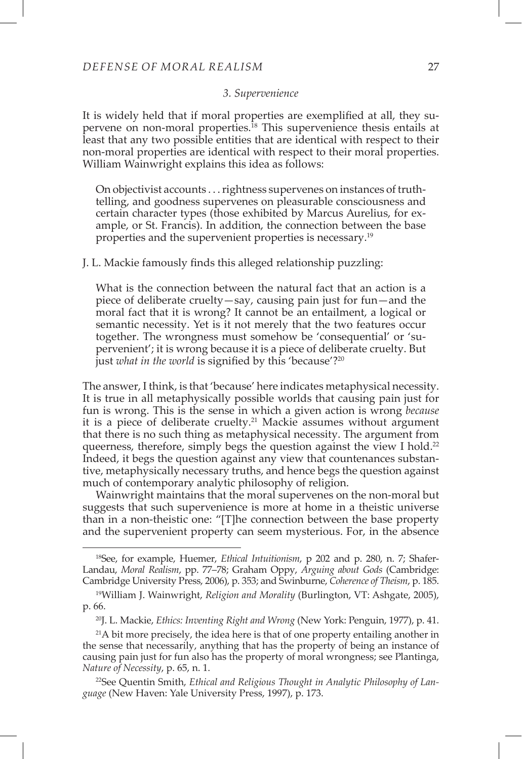### 3. Supervenience

It is widely held that if moral properties are exemplified at all, they supervene on non-moral properties.[18] This supervenience thesis entails at least that any two possible entities that are identical with respect to their non-moral properties are identical with respect to their moral properties. William Wainwright explains this idea as follows:

> On objectivist accounts . . . rightness supervenes on instances of truth-telling, and goodness supervenes on pleasurable consciousness and certain character types (those exhibited by Marcus Aurelius, for example, or St. Francis). In addition, the connection between the base properties and the supervenient properties is necessary.[19]

J. L. Mackie famously finds this alleged relationship puzzling:

> What is the connection between the natural fact that an action is a piece of deliberate cruelty—say, causing pain just for fun—and the moral fact that it is wrong? It cannot be an entailment, a logical or semantic necessity. Yet is it not merely that the two features occur together. The wrongness must somehow be 'consequential' or 'supervenient'; it is wrong because it is a piece of deliberate cruelty. But just *what in the world* is signified by this 'because'?[20]

The answer, I think, is that 'because' here indicates metaphysical necessity. It is true in all metaphysically possible worlds that causing pain just for fun is wrong. This is the sense in which a given action is wrong *because* it is a piece of deliberate cruelty.[21] Mackie assumes without argument that there is no such thing as metaphysical necessity. The argument from queerness, therefore, simply begs the question against the view I hold.[22] Indeed, it begs the question against any view that countenances substantive, metaphysically necessary truths, and hence begs the question against much of contemporary analytic philosophy of religion.

Wainwright maintains that the moral supervenes on the non-moral but suggests that such supervenience is more at home in a theistic universe than in a non-theistic one: "[T]he connection between the base property and the supervenient property can seem mysterious. For, in the absence

---

[18] See, for example, Huemer, *Ethical Intuitionism*, p 202 and p. 280, n. 7; Shafer-Landau, *Moral Realism*, pp. 77–78; Graham Oppy, *Arguing about Gods* (Cambridge: Cambridge University Press, 2006), p. 353; and Swinburne, *Coherence of Theism*, p. 185.

[19] William J. Wainwright, *Religion and Morality* (Burlington, VT: Ashgate, 2005), p. 66.

[20] J. L. Mackie, *Ethics: Inventing Right and Wrong* (New York: Penguin, 1977), p. 41.

[21] A bit more precisely, the idea here is that of one property entailing another in the sense that necessarily, anything that has the property of being an instance of causing pain just for fun also has the property of moral wrongness; see Plantinga, *Nature of Necessity*, p. 65, n. 1.

[22] See Quentin Smith, *Ethical and Religious Thought in Analytic Philosophy of Language* (New Haven: Yale University Press, 1997), p. 173.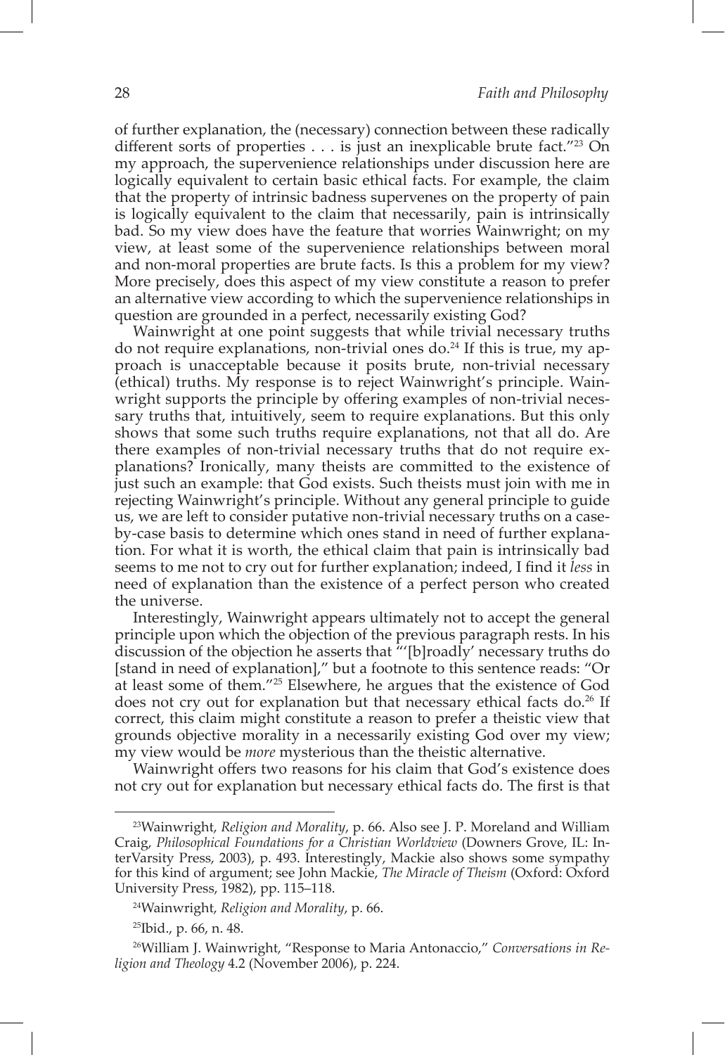of further explanation, the (necessary) connection between these radically different sorts of properties . . . is just an inexplicable brute fact."[23] On my approach, the supervenience relationships under discussion here are logically equivalent to certain basic ethical facts. For example, the claim that the property of intrinsic badness supervenes on the property of pain is logically equivalent to the claim that necessarily, pain is intrinsically bad. So my view does have the feature that worries Wainwright; on my view, at least some of the supervenience relationships between moral and non-moral properties are brute facts. Is this a problem for my view? More precisely, does this aspect of my view constitute a reason to prefer an alternative view according to which the supervenience relationships in question are grounded in a perfect, necessarily existing God?

Wainwright at one point suggests that while trivial necessary truths do not require explanations, non-trivial ones do.[24] If this is true, my approach is unacceptable because it posits brute, non-trivial necessary (ethical) truths. My response is to reject Wainwright's principle. Wainwright supports the principle by offering examples of non-trivial necessary truths that, intuitively, seem to require explanations. But this only shows that some such truths require explanations, not that all do. Are there examples of non-trivial necessary truths that do not require explanations? Ironically, many theists are committed to the existence of just such an example: that God exists. Such theists must join with me in rejecting Wainwright's principle. Without any general principle to guide us, we are left to consider putative non-trivial necessary truths on a case-by-case basis to determine which ones stand in need of further explanation. For what it is worth, the ethical claim that pain is intrinsically bad seems to me not to cry out for further explanation; indeed, I find it *less* in need of explanation than the existence of a perfect person who created the universe.

Interestingly, Wainwright appears ultimately not to accept the general principle upon which the objection of the previous paragraph rests. In his discussion of the objection he asserts that "'[b]roadly' necessary truths do [stand in need of explanation]," but a footnote to this sentence reads: "Or at least some of them."[25] Elsewhere, he argues that the existence of God does not cry out for explanation but that necessary ethical facts do.[26] If correct, this claim might constitute a reason to prefer a theistic view that grounds objective morality in a necessarily existing God over my view; my view would be *more* mysterious than the theistic alternative.

Wainwright offers two reasons for his claim that God's existence does not cry out for explanation but necessary ethical facts do. The first is that

---

[23] Wainwright, *Religion and Morality*, p. 66. Also see J. P. Moreland and William Craig, *Philosophical Foundations for a Christian Worldview* (Downers Grove, IL: InterVarsity Press, 2003), p. 493. Interestingly, Mackie also shows some sympathy for this kind of argument; see John Mackie, *The Miracle of Theism* (Oxford: Oxford University Press, 1982), pp. 115–118.

[24] Wainwright, *Religion and Morality*, p. 66.

[25] Ibid., p. 66, n. 48.

[26] William J. Wainwright, "Response to Maria Antonaccio," *Conversations in Religion and Theology* 4.2 (November 2006), p. 224.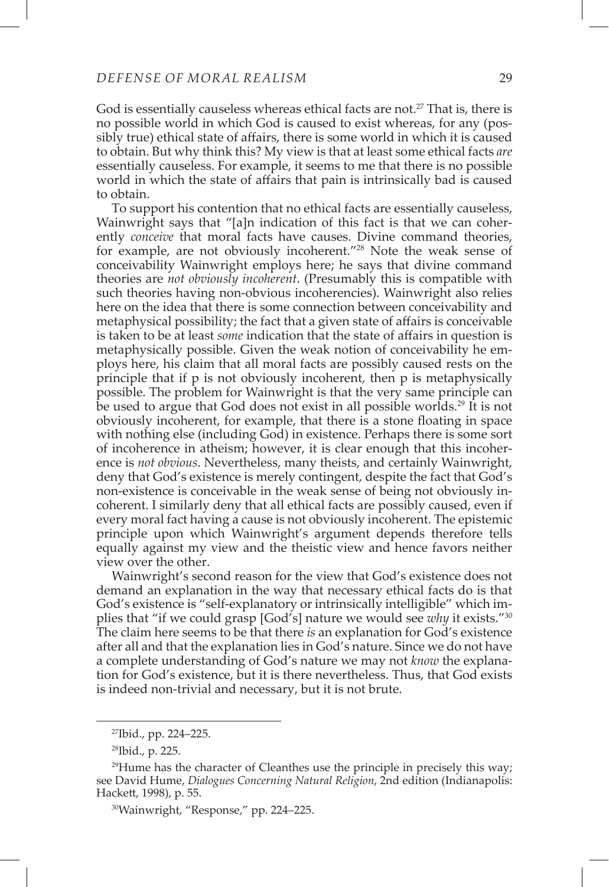God is essentially causeless whereas ethical facts are not.[27] That is, there is no possible world in which God is caused to exist whereas, for any (possibly true) ethical state of affairs, there is some world in which it is caused to obtain. But why think this? My view is that at least some ethical facts *are* essentially causeless. For example, it seems to me that there is no possible world in which the state of affairs that pain is intrinsically bad is caused to obtain.

To support his contention that no ethical facts are essentially causeless, Wainwright says that "[a]n indication of this fact is that we can coherently *conceive* that moral facts have causes. Divine command theories, for example, are not obviously incoherent."[28] Note the weak sense of conceivability Wainwright employs here; he says that divine command theories are *not obviously incoherent*. (Presumably this is compatible with such theories having non-obvious incoherencies). Wainwright also relies here on the idea that there is some connection between conceivability and metaphysical possibility; the fact that a given state of affairs is conceivable is taken to be at least *some* indication that the state of affairs in question is metaphysically possible. Given the weak notion of conceivability he employs here, his claim that all moral facts are possibly caused rests on the principle that if p is not obviously incoherent, then p is metaphysically possible. The problem for Wainwright is that the very same principle can be used to argue that God does not exist in all possible worlds.[29] It is not obviously incoherent, for example, that there is a stone floating in space with nothing else (including God) in existence. Perhaps there is some sort of incoherence in atheism; however, it is clear enough that this incoherence is *not obvious*. Nevertheless, many theists, and certainly Wainwright, deny that God's existence is merely contingent, despite the fact that God's non-existence is conceivable in the weak sense of being not obviously incoherent. I similarly deny that all ethical facts are possibly caused, even if every moral fact having a cause is not obviously incoherent. The epistemic principle upon which Wainwright's argument depends therefore tells equally against my view and the theistic view and hence favors neither view over the other.

Wainwright's second reason for the view that God's existence does not demand an explanation in the way that necessary ethical facts do is that God's existence is "self-explanatory or intrinsically intelligible" which implies that "if we could grasp [God's] nature we would see *why* it exists."[30] The claim here seems to be that there *is* an explanation for God's existence after all and that the explanation lies in God's nature. Since we do not have a complete understanding of God's nature we may not *know* the explanation for God's existence, but it is there nevertheless. Thus, that God exists is indeed non-trivial and necessary, but it is not brute.

---

[27] Ibid., pp. 224–225.

[28] Ibid., p. 225.

[29] Hume has the character of Cleanthes use the principle in precisely this way; see David Hume, *Dialogues Concerning Natural Religion*, 2nd edition (Indianapolis: Hackett, 1998), p. 55.

[30] Wainwright, "Response," pp. 224–225.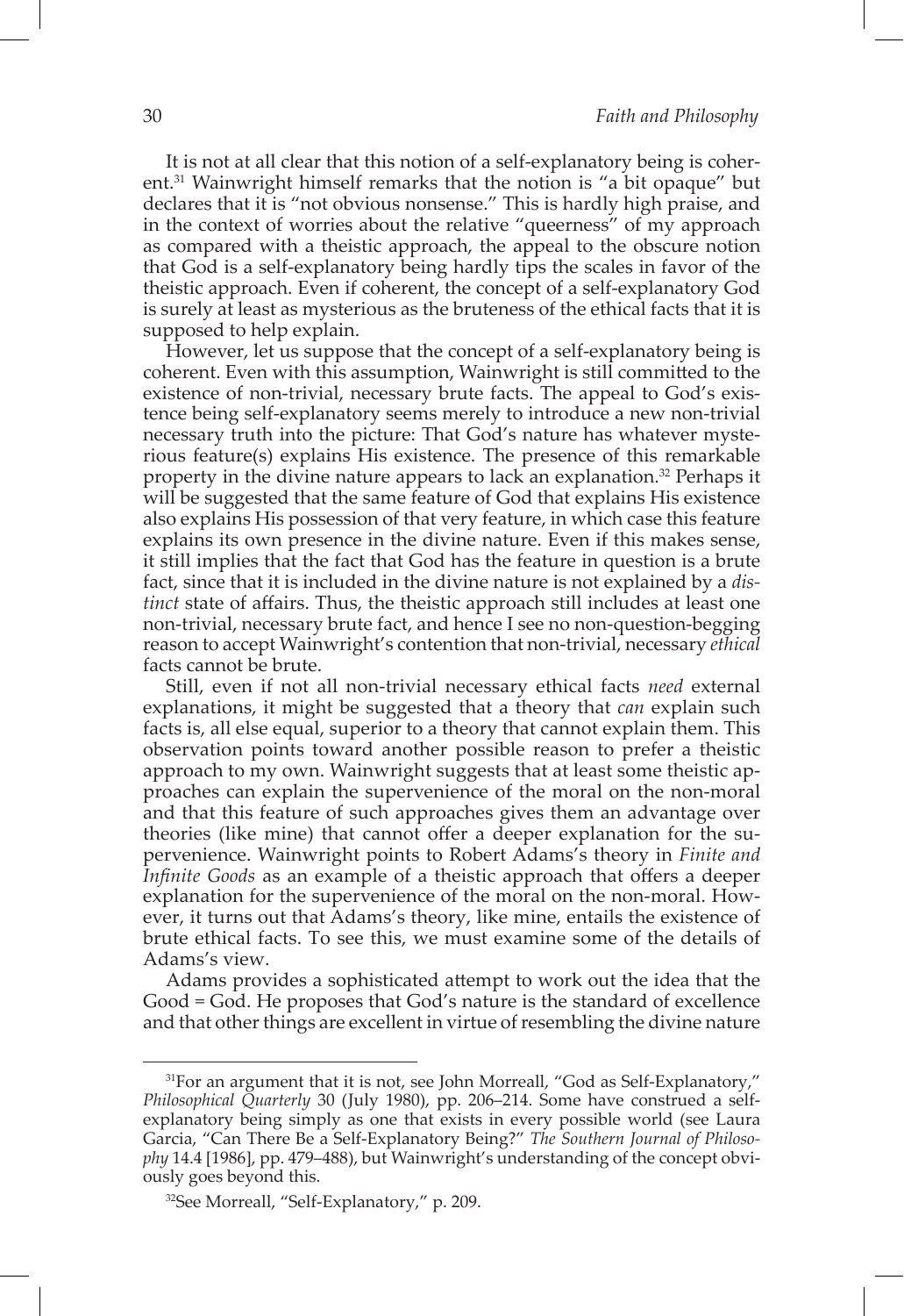It is not at all clear that this notion of a self-explanatory being is coherent.[31] Wainwright himself remarks that the notion is "a bit opaque" but declares that it is "not obvious nonsense." This is hardly high praise, and in the context of worries about the relative "queerness" of my approach as compared with a theistic approach, the appeal to the obscure notion that God is a self-explanatory being hardly tips the scales in favor of the theistic approach. Even if coherent, the concept of a self-explanatory God is surely at least as mysterious as the bruteness of the ethical facts that it is supposed to help explain.

However, let us suppose that the concept of a self-explanatory being is coherent. Even with this assumption, Wainwright is still committed to the existence of non-trivial, necessary brute facts. The appeal to God's existence being self-explanatory seems merely to introduce a new non-trivial necessary truth into the picture: That God's nature has whatever mysterious feature(s) explains His existence. The presence of this remarkable property in the divine nature appears to lack an explanation.[32] Perhaps it will be suggested that the same feature of God that explains His existence also explains His possession of that very feature, in which case this feature explains its own presence in the divine nature. Even if this makes sense, it still implies that the fact that God has the feature in question is a brute fact, since that it is included in the divine nature is not explained by a *distinct* state of affairs. Thus, the theistic approach still includes at least one non-trivial, necessary brute fact, and hence I see no non-question-begging reason to accept Wainwright's contention that non-trivial, necessary *ethical* facts cannot be brute.

Still, even if not all non-trivial necessary ethical facts *need* external explanations, it might be suggested that a theory that *can* explain such facts is, all else equal, superior to a theory that cannot explain them. This observation points toward another possible reason to prefer a theistic approach to my own. Wainwright suggests that at least some theistic approaches can explain the supervenience of the moral on the non-moral and that this feature of such approaches gives them an advantage over theories (like mine) that cannot offer a deeper explanation for the supervenience. Wainwright points to Robert Adams's theory in *Finite and Infinite Goods* as an example of a theistic approach that offers a deeper explanation for the supervenience of the moral on the non-moral. However, it turns out that Adams's theory, like mine, entails the existence of brute ethical facts. To see this, we must examine some of the details of Adams's view.

Adams provides a sophisticated attempt to work out the idea that the Good = God. He proposes that God's nature is the standard of excellence and that other things are excellent in virtue of resembling the divine nature

[31]For an argument that it is not, see John Morreall, "God as Self-Explanatory," *Philosophical Quarterly* 30 (July 1980), pp. 206–214. Some have construed a self-explanatory being simply as one that exists in every possible world (see Laura Garcia, "Can There Be a Self-Explanatory Being?" *The Southern Journal of Philosophy* 14.4 [1986], pp. 479–488), but Wainwright's understanding of the concept obviously goes beyond this.

[32]See Morreall, "Self-Explanatory," p. 209.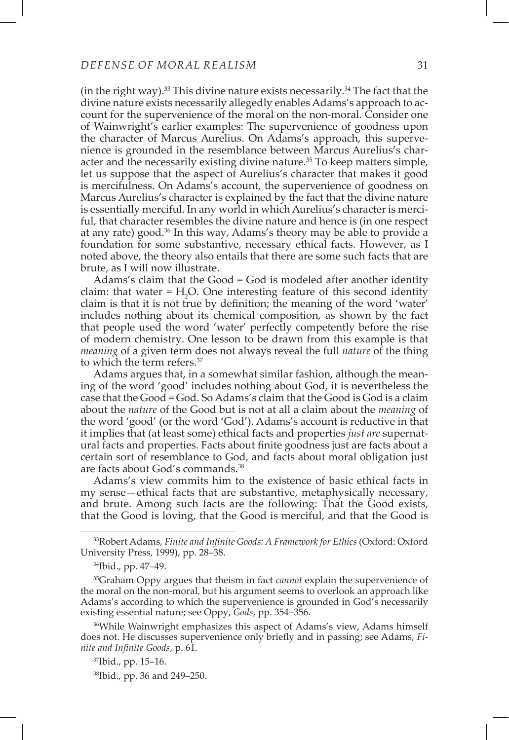(in the right way).[33] This divine nature exists necessarily.[34] The fact that the divine nature exists necessarily allegedly enables Adams's approach to account for the supervenience of the moral on the non-moral. Consider one of Wainwright's earlier examples: The supervenience of goodness upon the character of Marcus Aurelius. On Adams's approach, this supervenience is grounded in the resemblance between Marcus Aurelius's character and the necessarily existing divine nature.[35] To keep matters simple, let us suppose that the aspect of Aurelius's character that makes it good is mercifulness. On Adams's account, the supervenience of goodness on Marcus Aurelius's character is explained by the fact that the divine nature is essentially merciful. In any world in which Aurelius's character is merciful, that character resembles the divine nature and hence is (in one respect at any rate) good.[36] In this way, Adams's theory may be able to provide a foundation for some substantive, necessary ethical facts. However, as I noted above, the theory also entails that there are some such facts that are brute, as I will now illustrate.

Adams's claim that the Good = God is modeled after another identity claim: that water = $H_2O$. One interesting feature of this second identity claim is that it is not true by definition; the meaning of the word 'water' includes nothing about its chemical composition, as shown by the fact that people used the word 'water' perfectly competently before the rise of modern chemistry. One lesson to be drawn from this example is that *meaning* of a given term does not always reveal the full *nature* of the thing to which the term refers.[37]

Adams argues that, in a somewhat similar fashion, although the meaning of the word 'good' includes nothing about God, it is nevertheless the case that the Good = God. So Adams's claim that the Good is God is a claim about the *nature* of the Good but is not at all a claim about the *meaning* of the word 'good' (or the word 'God'). Adams's account is reductive in that it implies that (at least some) ethical facts and properties *just are* supernatural facts and properties. Facts about finite goodness just are facts about a certain sort of resemblance to God, and facts about moral obligation just are facts about God's commands.[38]

Adams's view commits him to the existence of basic ethical facts in my sense—ethical facts that are substantive, metaphysically necessary, and brute. Among such facts are the following: That the Good exists, that the Good is loving, that the Good is merciful, and that the Good is

---

[33] Robert Adams, *Finite and Infinite Goods: A Framework for Ethics* (Oxford: Oxford University Press, 1999), pp. 28–38.

[34] Ibid., pp. 47–49.

[35] Graham Oppy argues that theism in fact *cannot* explain the supervenience of the moral on the non-moral, but his argument seems to overlook an approach like Adams's according to which the supervenience is grounded in God's necessarily existing essential nature; see Oppy, *Gods*, pp. 354–356.

[36] While Wainwright emphasizes this aspect of Adams's view, Adams himself does not. He discusses supervenience only briefly and in passing; see Adams, *Finite and Infinite Goods*, p. 61.

[37] Ibid., pp. 15–16.

[38] Ibid., pp. 36 and 249–250.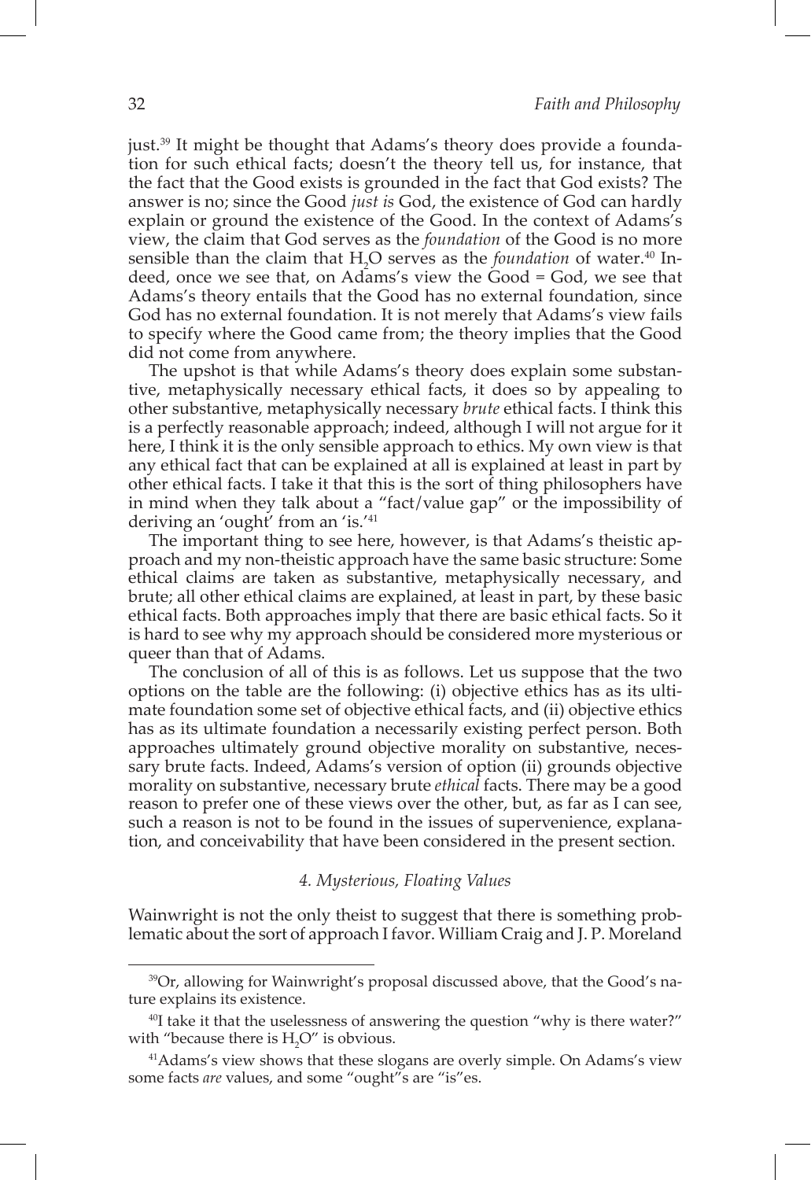just.[39] It might be thought that Adams's theory does provide a foundation for such ethical facts; doesn't the theory tell us, for instance, that the fact that the Good exists is grounded in the fact that God exists? The answer is no; since the Good *just is* God, the existence of God can hardly explain or ground the existence of the Good. In the context of Adams's view, the claim that God serves as the *foundation* of the Good is no more sensible than the claim that $H_2O$ serves as the *foundation* of water.[40] Indeed, once we see that, on Adams's view the Good = God, we see that Adams's theory entails that the Good has no external foundation, since God has no external foundation. It is not merely that Adams's view fails to specify where the Good came from; the theory implies that the Good did not come from anywhere.

The upshot is that while Adams's theory does explain some substantive, metaphysically necessary ethical facts, it does so by appealing to other substantive, metaphysically necessary *brute* ethical facts. I think this is a perfectly reasonable approach; indeed, although I will not argue for it here, I think it is the only sensible approach to ethics. My own view is that any ethical fact that can be explained at all is explained at least in part by other ethical facts. I take it that this is the sort of thing philosophers have in mind when they talk about a "fact/value gap" or the impossibility of deriving an 'ought' from an 'is.'[41]

The important thing to see here, however, is that Adams's theistic approach and my non-theistic approach have the same basic structure: Some ethical claims are taken as substantive, metaphysically necessary, and brute; all other ethical claims are explained, at least in part, by these basic ethical facts. Both approaches imply that there are basic ethical facts. So it is hard to see why my approach should be considered more mysterious or queer than that of Adams.

The conclusion of all of this is as follows. Let us suppose that the two options on the table are the following: (i) objective ethics has as its ultimate foundation some set of objective ethical facts, and (ii) objective ethics has as its ultimate foundation a necessarily existing perfect person. Both approaches ultimately ground objective morality on substantive, necessary brute facts. Indeed, Adams's version of option (ii) grounds objective morality on substantive, necessary brute *ethical* facts. There may be a good reason to prefer one of these views over the other, but, as far as I can see, such a reason is not to be found in the issues of supervenience, explanation, and conceivability that have been considered in the present section.

### *4. Mysterious, Floating Values*

Wainwright is not the only theist to suggest that there is something problematic about the sort of approach I favor. William Craig and J. P. Moreland

---

[39] Or, allowing for Wainwright's proposal discussed above, that the Good's nature explains its existence.

[40] I take it that the uselessness of answering the question "why is there water?" with "because there is $H_2O$" is obvious.

[41] Adams's view shows that these slogans are overly simple. On Adams's view some facts *are* values, and some "ought"s are "is"es.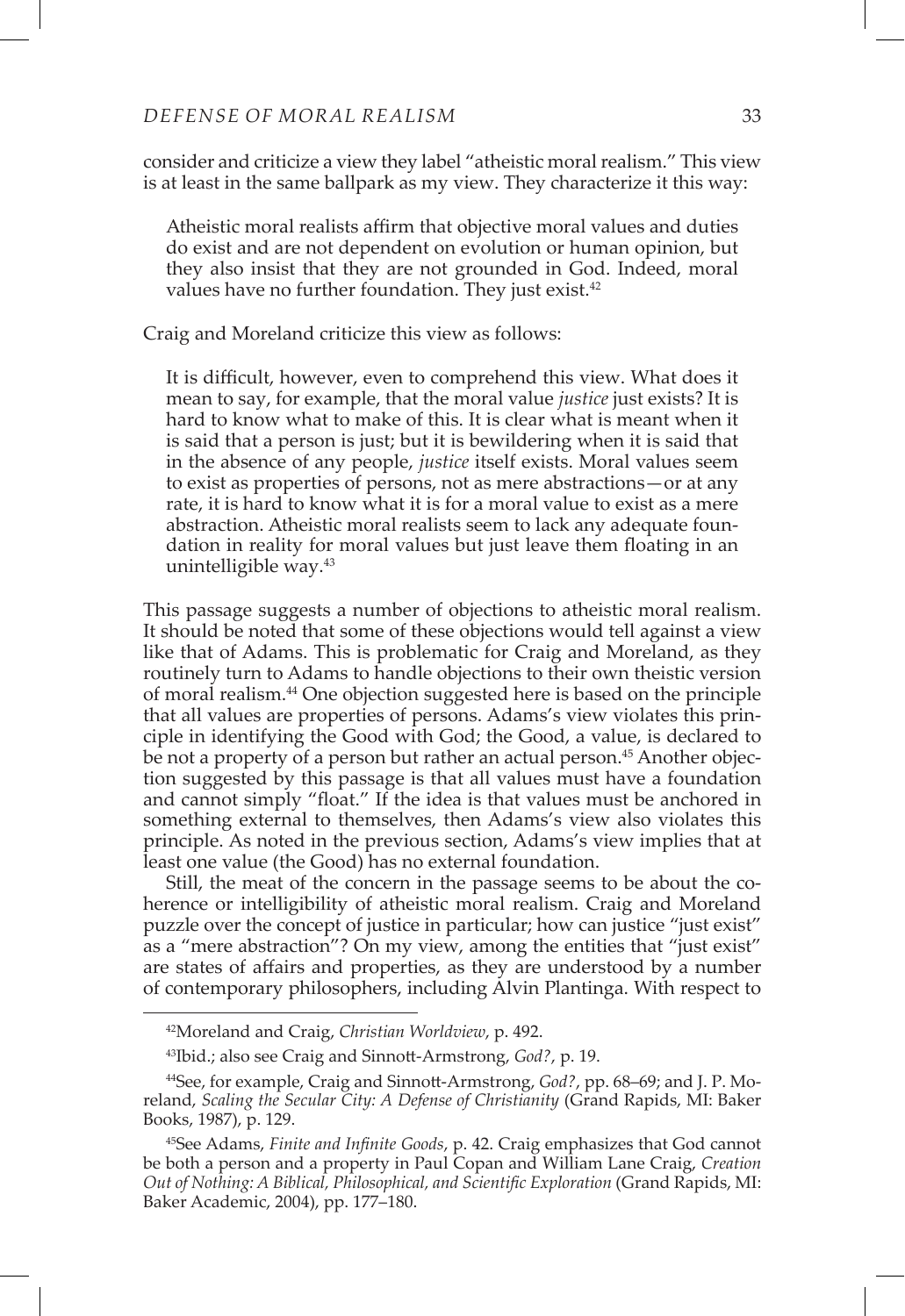consider and criticize a view they label "atheistic moral realism." This view is at least in the same ballpark as my view. They characterize it this way:

> Atheistic moral realists affirm that objective moral values and duties do exist and are not dependent on evolution or human opinion, but they also insist that they are not grounded in God. Indeed, moral values have no further foundation. They just exist.[42]

Craig and Moreland criticize this view as follows:

> It is difficult, however, even to comprehend this view. What does it mean to say, for example, that the moral value *justice* just exists? It is hard to know what to make of this. It is clear what is meant when it is said that a person is just; but it is bewildering when it is said that in the absence of any people, *justice* itself exists. Moral values seem to exist as properties of persons, not as mere abstractions—or at any rate, it is hard to know what it is for a moral value to exist as a mere abstraction. Atheistic moral realists seem to lack any adequate foundation in reality for moral values but just leave them floating in an unintelligible way.[43]

This passage suggests a number of objections to atheistic moral realism. It should be noted that some of these objections would tell against a view like that of Adams. This is problematic for Craig and Moreland, as they routinely turn to Adams to handle objections to their own theistic version of moral realism.[44] One objection suggested here is based on the principle that all values are properties of persons. Adams's view violates this principle in identifying the Good with God; the Good, a value, is declared to be not a property of a person but rather an actual person.[45] Another objection suggested by this passage is that all values must have a foundation and cannot simply "float." If the idea is that values must be anchored in something external to themselves, then Adams's view also violates this principle. As noted in the previous section, Adams's view implies that at least one value (the Good) has no external foundation.

Still, the meat of the concern in the passage seems to be about the coherence or intelligibility of atheistic moral realism. Craig and Moreland puzzle over the concept of justice in particular; how can justice "just exist" as a "mere abstraction"? On my view, among the entities that "just exist" are states of affairs and properties, as they are understood by a number of contemporary philosophers, including Alvin Plantinga. With respect to

---

[42]Moreland and Craig, *Christian Worldview*, p. 492.

[43]Ibid.; also see Craig and Sinnott-Armstrong, *God?*, p. 19.

[44]See, for example, Craig and Sinnott-Armstrong, *God?*, pp. 68–69; and J. P. Moreland, *Scaling the Secular City: A Defense of Christianity* (Grand Rapids, MI: Baker Books, 1987), p. 129.

[45]See Adams, *Finite and Infinite Goods*, p. 42. Craig emphasizes that God cannot be both a person and a property in Paul Copan and William Lane Craig, *Creation Out of Nothing: A Biblical, Philosophical, and Scientific Exploration* (Grand Rapids, MI: Baker Academic, 2004), pp. 177–180.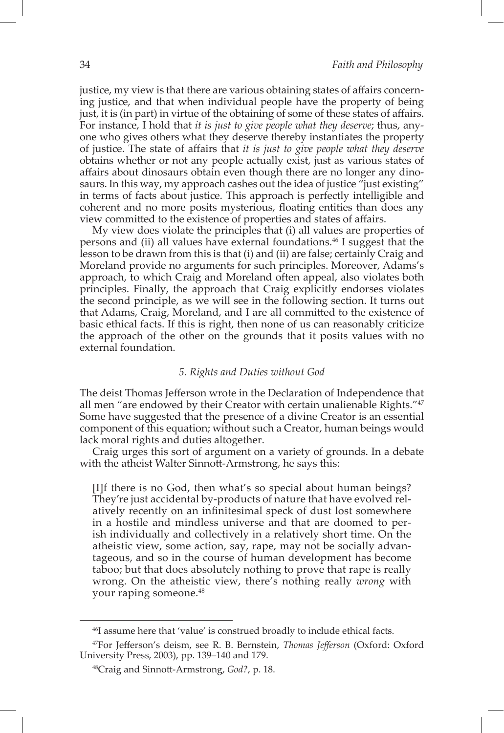justice, my view is that there are various obtaining states of affairs concerning justice, and that when individual people have the property of being just, it is (in part) in virtue of the obtaining of some of these states of affairs. For instance, I hold that *it is just to give people what they deserve*; thus, anyone who gives others what they deserve thereby instantiates the property of justice. The state of affairs that *it is just to give people what they deserve* obtains whether or not any people actually exist, just as various states of affairs about dinosaurs obtain even though there are no longer any dinosaurs. In this way, my approach cashes out the idea of justice "just existing" in terms of facts about justice. This approach is perfectly intelligible and coherent and no more posits mysterious, floating entities than does any view committed to the existence of properties and states of affairs.

My view does violate the principles that (i) all values are properties of persons and (ii) all values have external foundations.[46] I suggest that the lesson to be drawn from this is that (i) and (ii) are false; certainly Craig and Moreland provide no arguments for such principles. Moreover, Adams's approach, to which Craig and Moreland often appeal, also violates both principles. Finally, the approach that Craig explicitly endorses violates the second principle, as we will see in the following section. It turns out that Adams, Craig, Moreland, and I are all committed to the existence of basic ethical facts. If this is right, then none of us can reasonably criticize the approach of the other on the grounds that it posits values with no external foundation.

### *5. Rights and Duties without God*

The deist Thomas Jefferson wrote in the Declaration of Independence that all men "are endowed by their Creator with certain unalienable Rights."[47] Some have suggested that the presence of a divine Creator is an essential component of this equation; without such a Creator, human beings would lack moral rights and duties altogether.

Craig urges this sort of argument on a variety of grounds. In a debate with the atheist Walter Sinnott-Armstrong, he says this:

> [I]f there is no God, then what's so special about human beings? They're just accidental by-products of nature that have evolved relatively recently on an infinitesimal speck of dust lost somewhere in a hostile and mindless universe and that are doomed to perish individually and collectively in a relatively short time. On the atheistic view, some action, say, rape, may not be socially advantageous, and so in the course of human development has become taboo; but that does absolutely nothing to prove that rape is really wrong. On the atheistic view, there's nothing really *wrong* with your raping someone.[48]

---

[46] I assume here that 'value' is construed broadly to include ethical facts.

[47] For Jefferson's deism, see R. B. Bernstein, *Thomas Jefferson* (Oxford: Oxford University Press, 2003), pp. 139–140 and 179.

[48] Craig and Sinnott-Armstrong, *God?*, p. 18.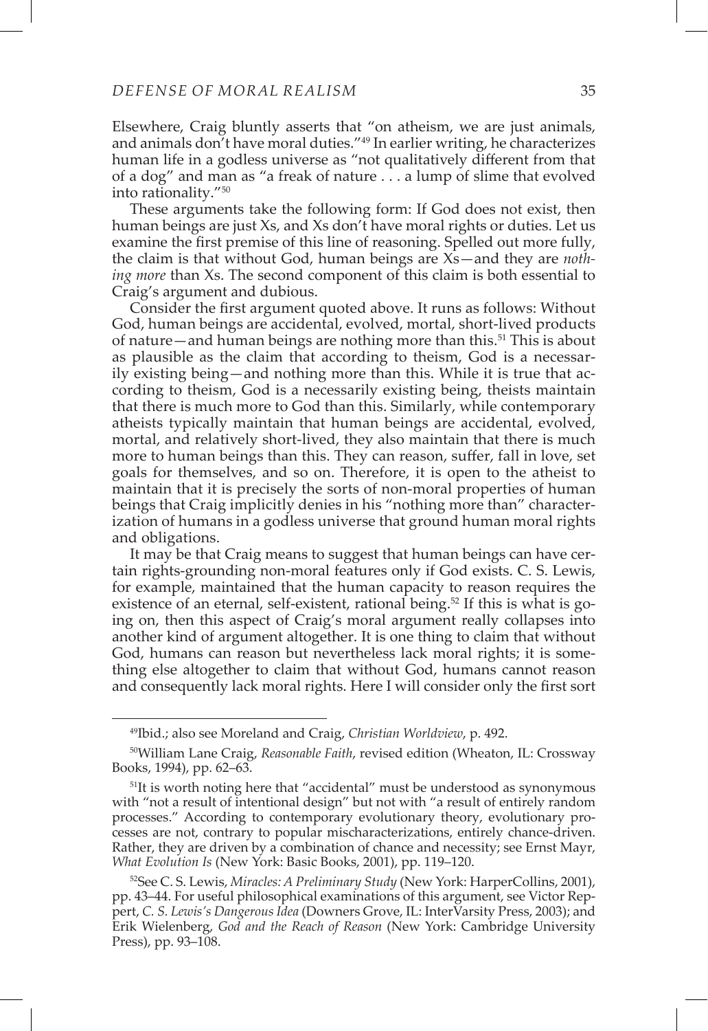Elsewhere, Craig bluntly asserts that "on atheism, we are just animals, and animals don't have moral duties."[49] In earlier writing, he characterizes human life in a godless universe as "not qualitatively different from that of a dog" and man as "a freak of nature . . . a lump of slime that evolved into rationality."[50]

These arguments take the following form: If God does not exist, then human beings are just Xs, and Xs don't have moral rights or duties. Let us examine the first premise of this line of reasoning. Spelled out more fully, the claim is that without God, human beings are Xs—and they are *nothing more* than Xs. The second component of this claim is both essential to Craig's argument and dubious.

Consider the first argument quoted above. It runs as follows: Without God, human beings are accidental, evolved, mortal, short-lived products of nature—and human beings are nothing more than this.[51] This is about as plausible as the claim that according to theism, God is a necessarily existing being—and nothing more than this. While it is true that according to theism, God is a necessarily existing being, theists maintain that there is much more to God than this. Similarly, while contemporary atheists typically maintain that human beings are accidental, evolved, mortal, and relatively short-lived, they also maintain that there is much more to human beings than this. They can reason, suffer, fall in love, set goals for themselves, and so on. Therefore, it is open to the atheist to maintain that it is precisely the sorts of non-moral properties of human beings that Craig implicitly denies in his "nothing more than" characterization of humans in a godless universe that ground human moral rights and obligations.

It may be that Craig means to suggest that human beings can have certain rights-grounding non-moral features only if God exists. C. S. Lewis, for example, maintained that the human capacity to reason requires the existence of an eternal, self-existent, rational being.[52] If this is what is going on, then this aspect of Craig's moral argument really collapses into another kind of argument altogether. It is one thing to claim that without God, humans can reason but nevertheless lack moral rights; it is something else altogether to claim that without God, humans cannot reason and consequently lack moral rights. Here I will consider only the first sort

---

[49] Ibid.; also see Moreland and Craig, *Christian Worldview*, p. 492.

[50] William Lane Craig, *Reasonable Faith*, revised edition (Wheaton, IL: Crossway Books, 1994), pp. 62–63.

[51] It is worth noting here that "accidental" must be understood as synonymous with "not a result of intentional design" but not with "a result of entirely random processes." According to contemporary evolutionary theory, evolutionary processes are not, contrary to popular mischaracterizations, entirely chance-driven. Rather, they are driven by a combination of chance and necessity; see Ernst Mayr, *What Evolution Is* (New York: Basic Books, 2001), pp. 119–120.

[52] See C. S. Lewis, *Miracles: A Preliminary Study* (New York: HarperCollins, 2001), pp. 43–44. For useful philosophical examinations of this argument, see Victor Reppert, *C. S. Lewis's Dangerous Idea* (Downers Grove, IL: InterVarsity Press, 2003); and Erik Wielenberg, *God and the Reach of Reason* (New York: Cambridge University Press), pp. 93–108.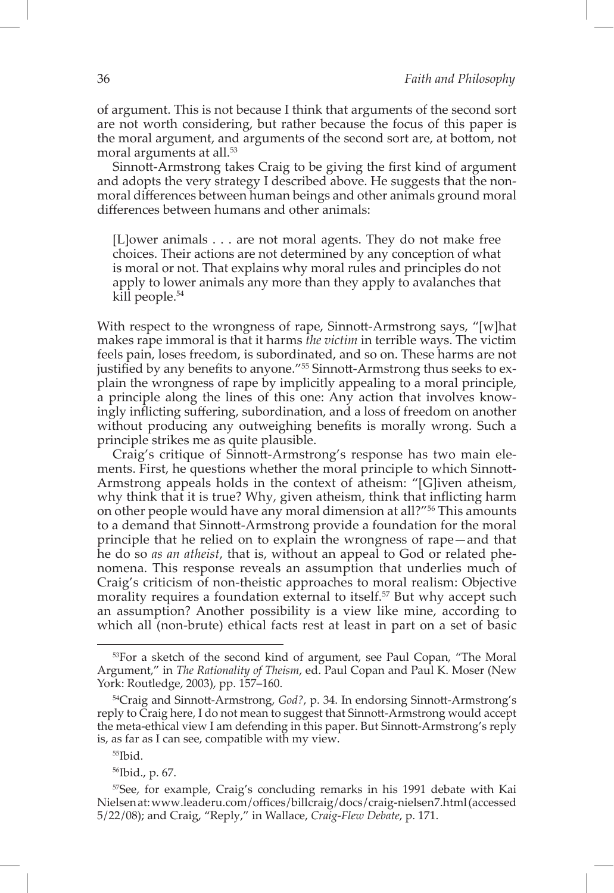of argument. This is not because I think that arguments of the second sort are not worth considering, but rather because the focus of this paper is the moral argument, and arguments of the second sort are, at bottom, not moral arguments at all.[53]

Sinnott-Armstrong takes Craig to be giving the first kind of argument and adopts the very strategy I described above. He suggests that the non-moral differences between human beings and other animals ground moral differences between humans and other animals:

> [L]ower animals . . . are not moral agents. They do not make free choices. Their actions are not determined by any conception of what is moral or not. That explains why moral rules and principles do not apply to lower animals any more than they apply to avalanches that kill people.[54]

With respect to the wrongness of rape, Sinnott-Armstrong says, "[w]hat makes rape immoral is that it harms *the victim* in terrible ways. The victim feels pain, loses freedom, is subordinated, and so on. These harms are not justified by any benefits to anyone."[55] Sinnott-Armstrong thus seeks to explain the wrongness of rape by implicitly appealing to a moral principle, a principle along the lines of this one: Any action that involves knowingly inflicting suffering, subordination, and a loss of freedom on another without producing any outweighing benefits is morally wrong. Such a principle strikes me as quite plausible.

Craig's critique of Sinnott-Armstrong's response has two main elements. First, he questions whether the moral principle to which Sinnott-Armstrong appeals holds in the context of atheism: "[G]iven atheism, why think that it is true? Why, given atheism, think that inflicting harm on other people would have any moral dimension at all?"[56] This amounts to a demand that Sinnott-Armstrong provide a foundation for the moral principle that he relied on to explain the wrongness of rape—and that he do so *as an atheist*, that is, without an appeal to God or related phenomena. This response reveals an assumption that underlies much of Craig's criticism of non-theistic approaches to moral realism: Objective morality requires a foundation external to itself.[57] But why accept such an assumption? Another possibility is a view like mine, according to which all (non-brute) ethical facts rest at least in part on a set of basic

---

[53]For a sketch of the second kind of argument, see Paul Copan, "The Moral Argument," in *The Rationality of Theism*, ed. Paul Copan and Paul K. Moser (New York: Routledge, 2003), pp. 157–160.

[54]Craig and Sinnott-Armstrong, *God?*, p. 34. In endorsing Sinnott-Armstrong's reply to Craig here, I do not mean to suggest that Sinnott-Armstrong would accept the meta-ethical view I am defending in this paper. But Sinnott-Armstrong's reply is, as far as I can see, compatible with my view.

[55]Ibid.

[56]Ibid., p. 67.

[57]See, for example, Craig's concluding remarks in his 1991 debate with Kai Nielsen at: www.leaderu.com/offices/billcraig/docs/craig-nielsen7.html (accessed 5/22/08); and Craig, "Reply," in Wallace, *Craig-Flew Debate*, p. 171.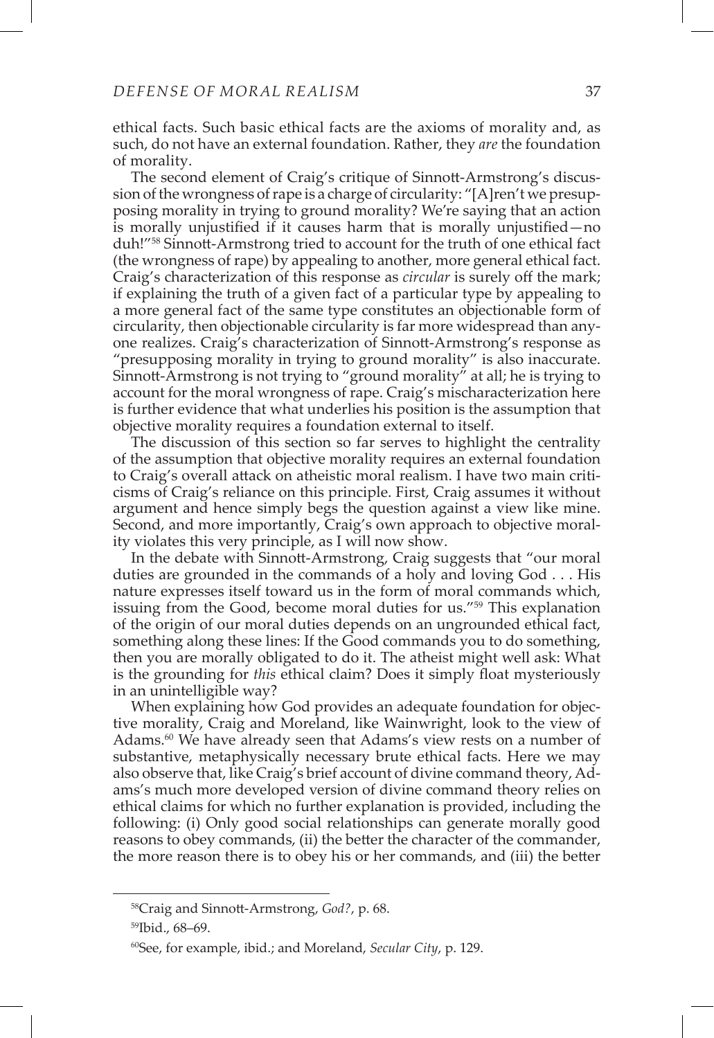ethical facts. Such basic ethical facts are the axioms of morality and, as such, do not have an external foundation. Rather, they *are* the foundation of morality.

The second element of Craig's critique of Sinnott-Armstrong's discussion of the wrongness of rape is a charge of circularity: "[A]ren't we presupposing morality in trying to ground morality? We're saying that an action is morally unjustified if it causes harm that is morally unjustified—no duh!"[58] Sinnott-Armstrong tried to account for the truth of one ethical fact (the wrongness of rape) by appealing to another, more general ethical fact. Craig's characterization of this response as *circular* is surely off the mark; if explaining the truth of a given fact of a particular type by appealing to a more general fact of the same type constitutes an objectionable form of circularity, then objectionable circularity is far more widespread than anyone realizes. Craig's characterization of Sinnott-Armstrong's response as "presupposing morality in trying to ground morality" is also inaccurate. Sinnott-Armstrong is not trying to "ground morality" at all; he is trying to account for the moral wrongness of rape. Craig's mischaracterization here is further evidence that what underlies his position is the assumption that objective morality requires a foundation external to itself.

The discussion of this section so far serves to highlight the centrality of the assumption that objective morality requires an external foundation to Craig's overall attack on atheistic moral realism. I have two main criticisms of Craig's reliance on this principle. First, Craig assumes it without argument and hence simply begs the question against a view like mine. Second, and more importantly, Craig's own approach to objective morality violates this very principle, as I will now show.

In the debate with Sinnott-Armstrong, Craig suggests that "our moral duties are grounded in the commands of a holy and loving God . . . His nature expresses itself toward us in the form of moral commands which, issuing from the Good, become moral duties for us."[59] This explanation of the origin of our moral duties depends on an ungrounded ethical fact, something along these lines: If the Good commands you to do something, then you are morally obligated to do it. The atheist might well ask: What is the grounding for *this* ethical claim? Does it simply float mysteriously in an unintelligible way?

When explaining how God provides an adequate foundation for objective morality, Craig and Moreland, like Wainwright, look to the view of Adams.[60] We have already seen that Adams's view rests on a number of substantive, metaphysically necessary brute ethical facts. Here we may also observe that, like Craig's brief account of divine command theory, Adams's much more developed version of divine command theory relies on ethical claims for which no further explanation is provided, including the following: (i) Only good social relationships can generate morally good reasons to obey commands, (ii) the better the character of the commander, the more reason there is to obey his or her commands, and (iii) the better

---

[58]Craig and Sinnott-Armstrong, *God?*, p. 68.

[59]Ibid., 68–69.

[60]See, for example, ibid.; and Moreland, *Secular City*, p. 129.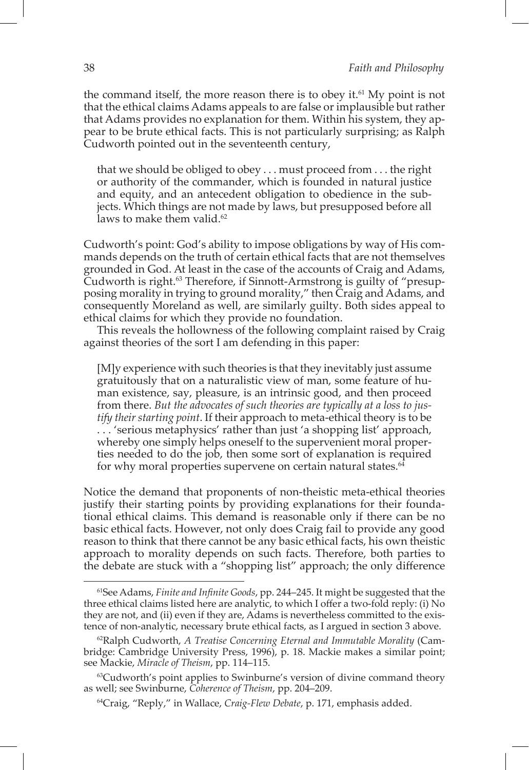the command itself, the more reason there is to obey it.[61] My point is not that the ethical claims Adams appeals to are false or implausible but rather that Adams provides no explanation for them. Within his system, they appear to be brute ethical facts. This is not particularly surprising; as Ralph Cudworth pointed out in the seventeenth century,

> that we should be obliged to obey . . . must proceed from . . . the right or authority of the commander, which is founded in natural justice and equity, and an antecedent obligation to obedience in the subjects. Which things are not made by laws, but presupposed before all laws to make them valid.[62]

Cudworth's point: God's ability to impose obligations by way of His commands depends on the truth of certain ethical facts that are not themselves grounded in God. At least in the case of the accounts of Craig and Adams, Cudworth is right.[63] Therefore, if Sinnott-Armstrong is guilty of "presupposing morality in trying to ground morality," then Craig and Adams, and consequently Moreland as well, are similarly guilty. Both sides appeal to ethical claims for which they provide no foundation.

This reveals the hollowness of the following complaint raised by Craig against theories of the sort I am defending in this paper:

> [M]y experience with such theories is that they inevitably just assume gratuitously that on a naturalistic view of man, some feature of human existence, say, pleasure, is an intrinsic good, and then proceed from there. *But the advocates of such theories are typically at a loss to justify their starting point*. If their approach to meta-ethical theory is to be . . . 'serious metaphysics' rather than just 'a shopping list' approach, whereby one simply helps oneself to the supervenient moral properties needed to do the job, then some sort of explanation is required for why moral properties supervene on certain natural states.[64]

Notice the demand that proponents of non-theistic meta-ethical theories justify their starting points by providing explanations for their foundational ethical claims. This demand is reasonable only if there can be no basic ethical facts. However, not only does Craig fail to provide any good reason to think that there cannot be any basic ethical facts, his own theistic approach to morality depends on such facts. Therefore, both parties to the debate are stuck with a "shopping list" approach; the only difference

---

[61] See Adams, *Finite and Infinite Goods*, pp. 244–245. It might be suggested that the three ethical claims listed here are analytic, to which I offer a two-fold reply: (i) No they are not, and (ii) even if they are, Adams is nevertheless committed to the existence of non-analytic, necessary brute ethical facts, as I argued in section 3 above.

[62] Ralph Cudworth, *A Treatise Concerning Eternal and Immutable Morality* (Cambridge: Cambridge University Press, 1996), p. 18. Mackie makes a similar point; see Mackie, *Miracle of Theism*, pp. 114–115.

[63] Cudworth's point applies to Swinburne's version of divine command theory as well; see Swinburne, *Coherence of Theism*, pp. 204–209.

[64] Craig, "Reply," in Wallace, *Craig-Flew Debate*, p. 171, emphasis added.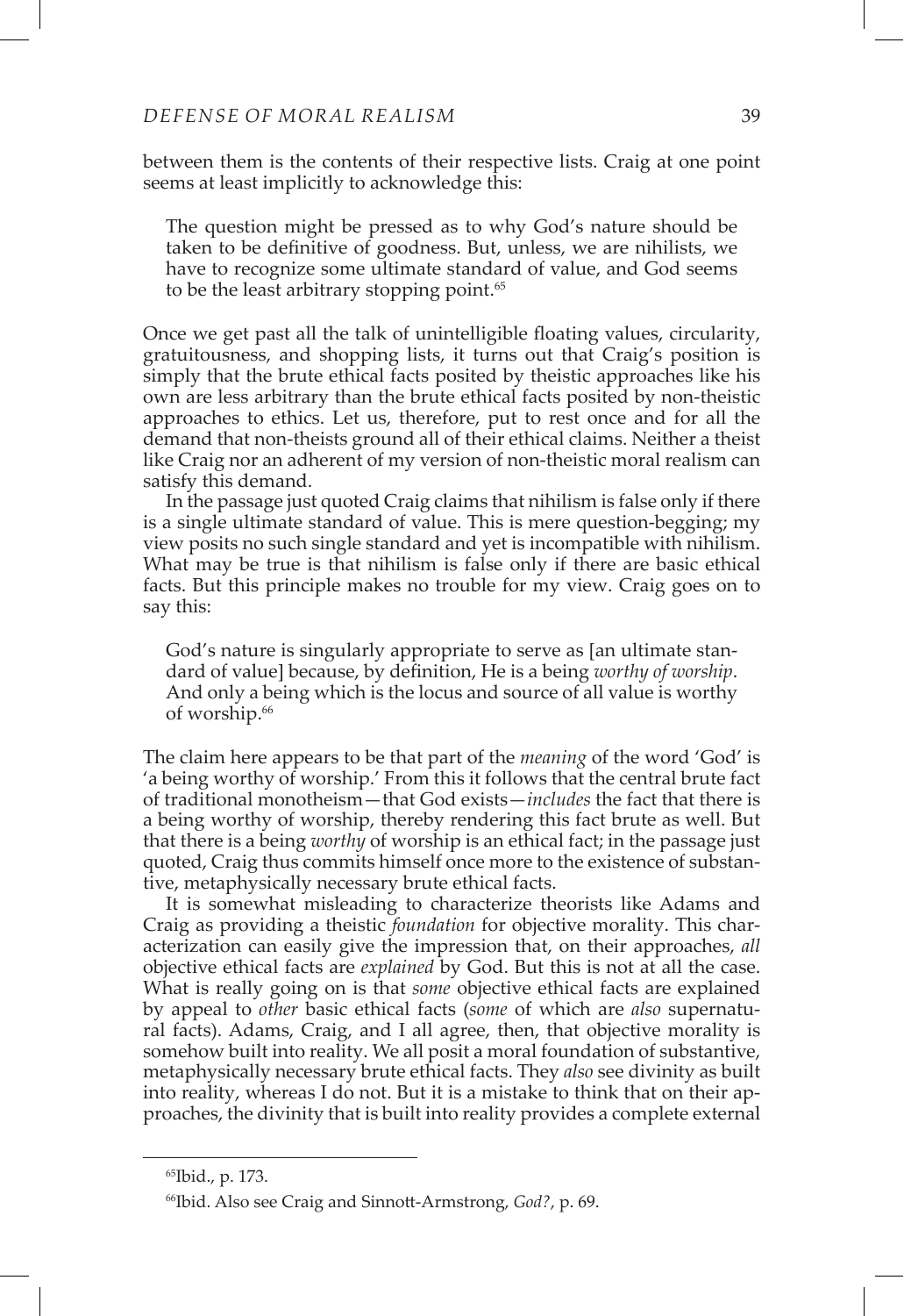between them is the contents of their respective lists. Craig at one point seems at least implicitly to acknowledge this:

> The question might be pressed as to why God's nature should be taken to be definitive of goodness. But, unless, we are nihilists, we have to recognize some ultimate standard of value, and God seems to be the least arbitrary stopping point.[65]

Once we get past all the talk of unintelligible floating values, circularity, gratuitousness, and shopping lists, it turns out that Craig's position is simply that the brute ethical facts posited by theistic approaches like his own are less arbitrary than the brute ethical facts posited by non-theistic approaches to ethics. Let us, therefore, put to rest once and for all the demand that non-theists ground all of their ethical claims. Neither a theist like Craig nor an adherent of my version of non-theistic moral realism can satisfy this demand.

In the passage just quoted Craig claims that nihilism is false only if there is a single ultimate standard of value. This is mere question-begging; my view posits no such single standard and yet is incompatible with nihilism. What may be true is that nihilism is false only if there are basic ethical facts. But this principle makes no trouble for my view. Craig goes on to say this:

> God's nature is singularly appropriate to serve as [an ultimate standard of value] because, by definition, He is a being *worthy of worship*. And only a being which is the locus and source of all value is worthy of worship.[66]

The claim here appears to be that part of the *meaning* of the word 'God' is 'a being worthy of worship.' From this it follows that the central brute fact of traditional monotheism—that God exists—*includes* the fact that there is a being worthy of worship, thereby rendering this fact brute as well. But that there is a being *worthy* of worship is an ethical fact; in the passage just quoted, Craig thus commits himself once more to the existence of substantive, metaphysically necessary brute ethical facts.

It is somewhat misleading to characterize theorists like Adams and Craig as providing a theistic *foundation* for objective morality. This characterization can easily give the impression that, on their approaches, *all* objective ethical facts are *explained* by God. But this is not at all the case. What is really going on is that *some* objective ethical facts are explained by appeal to *other* basic ethical facts (*some* of which are *also* supernatural facts). Adams, Craig, and I all agree, then, that objective morality is somehow built into reality. We all posit a moral foundation of substantive, metaphysically necessary brute ethical facts. They *also* see divinity as built into reality, whereas I do not. But it is a mistake to think that on their approaches, the divinity that is built into reality provides a complete external

---

[65]Ibid., p. 173.

[66]Ibid. Also see Craig and Sinnott-Armstrong, *God?*, p. 69.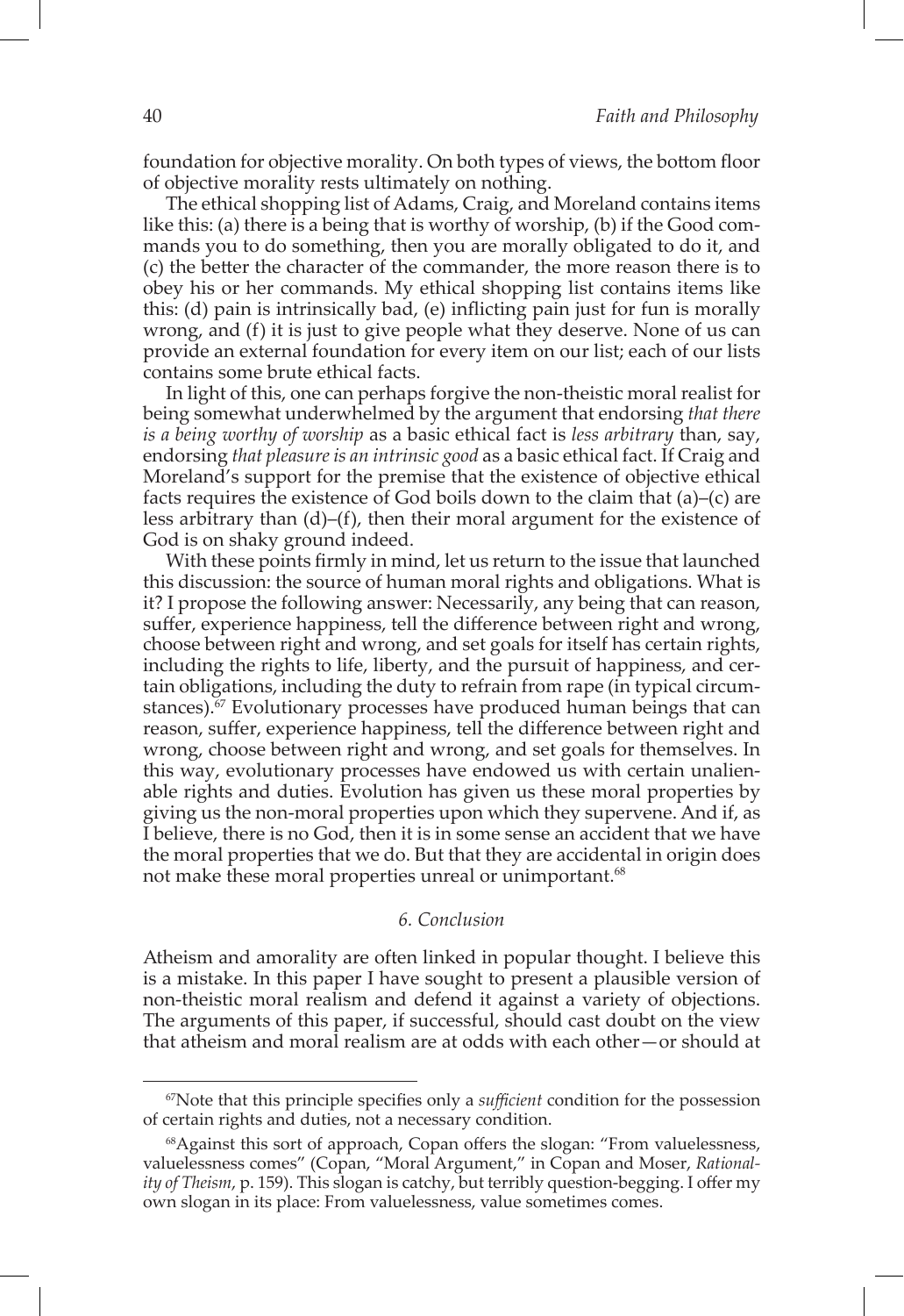foundation for objective morality. On both types of views, the bottom floor of objective morality rests ultimately on nothing.

The ethical shopping list of Adams, Craig, and Moreland contains items like this: (a) there is a being that is worthy of worship, (b) if the Good commands you to do something, then you are morally obligated to do it, and (c) the better the character of the commander, the more reason there is to obey his or her commands. My ethical shopping list contains items like this: (d) pain is intrinsically bad, (e) inflicting pain just for fun is morally wrong, and (f) it is just to give people what they deserve. None of us can provide an external foundation for every item on our list; each of our lists contains some brute ethical facts.

In light of this, one can perhaps forgive the non-theistic moral realist for being somewhat underwhelmed by the argument that endorsing *that there is a being worthy of worship* as a basic ethical fact is *less arbitrary* than, say, endorsing *that pleasure is an intrinsic good* as a basic ethical fact. If Craig and Moreland's support for the premise that the existence of objective ethical facts requires the existence of God boils down to the claim that (a)–(c) are less arbitrary than (d)–(f), then their moral argument for the existence of God is on shaky ground indeed.

With these points firmly in mind, let us return to the issue that launched this discussion: the source of human moral rights and obligations. What is it? I propose the following answer: Necessarily, any being that can reason, suffer, experience happiness, tell the difference between right and wrong, choose between right and wrong, and set goals for itself has certain rights, including the rights to life, liberty, and the pursuit of happiness, and certain obligations, including the duty to refrain from rape (in typical circumstances).[67] Evolutionary processes have produced human beings that can reason, suffer, experience happiness, tell the difference between right and wrong, choose between right and wrong, and set goals for themselves. In this way, evolutionary processes have endowed us with certain unalienable rights and duties. Evolution has given us these moral properties by giving us the non-moral properties upon which they supervene. And if, as I believe, there is no God, then it is in some sense an accident that we have the moral properties that we do. But that they are accidental in origin does not make these moral properties unreal or unimportant.[68]

## 6. Conclusion

Atheism and amorality are often linked in popular thought. I believe this is a mistake. In this paper I have sought to present a plausible version of non-theistic moral realism and defend it against a variety of objections. The arguments of this paper, if successful, should cast doubt on the view that atheism and moral realism are at odds with each other—or should at

---

[67] Note that this principle specifies only a *sufficient* condition for the possession of certain rights and duties, not a necessary condition.

[68] Against this sort of approach, Copan offers the slogan: "From valuelessness, valuelessness comes" (Copan, "Moral Argument," in Copan and Moser, *Rationality of Theism*, p. 159). This slogan is catchy, but terribly question-begging. I offer my own slogan in its place: From valuelessness, value sometimes comes.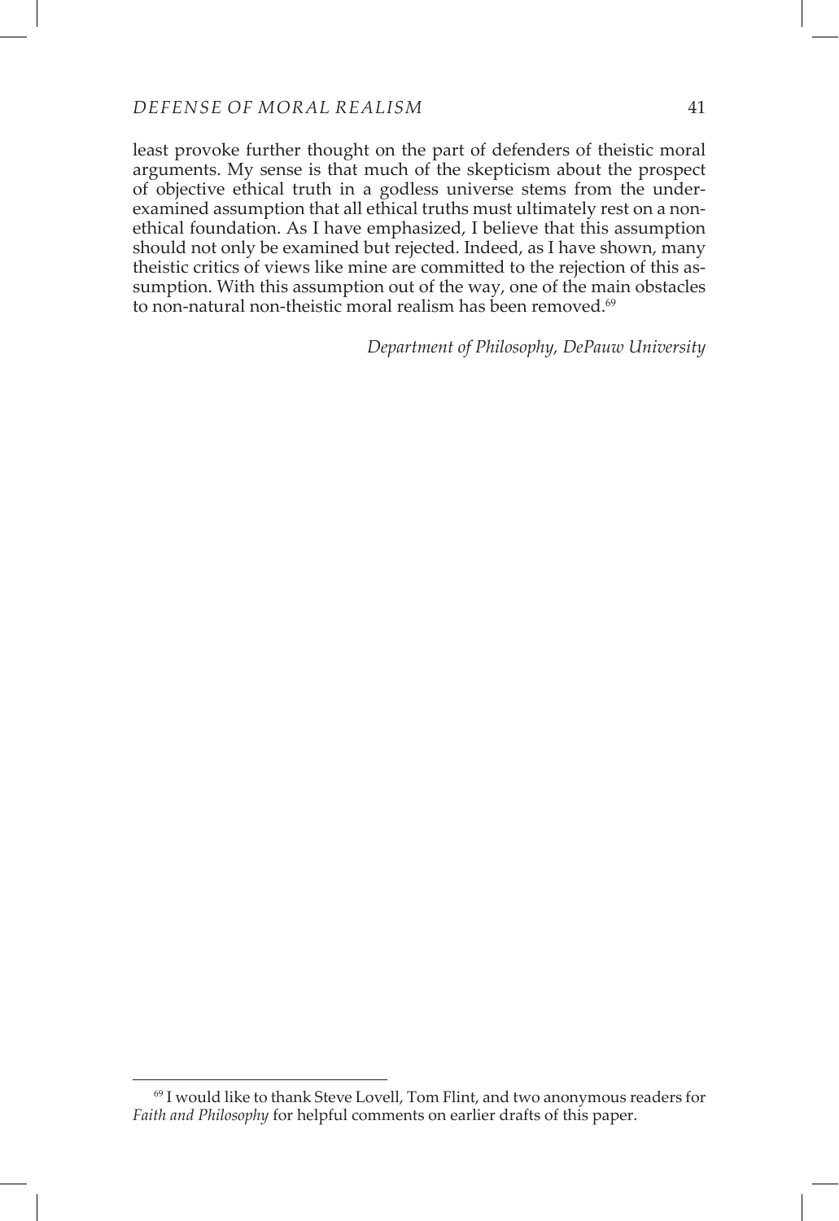least provoke further thought on the part of defenders of theistic moral arguments. My sense is that much of the skepticism about the prospect of objective ethical truth in a godless universe stems from the under-examined assumption that all ethical truths must ultimately rest on a non-ethical foundation. As I have emphasized, I believe that this assumption should not only be examined but rejected. Indeed, as I have shown, many theistic critics of views like mine are committed to the rejection of this assumption. With this assumption out of the way, one of the main obstacles to non-natural non-theistic moral realism has been removed.[69]

*Department of Philosophy, DePauw University*

---

[69] I would like to thank Steve Lovell, Tom Flint, and two anonymous readers for *Faith and Philosophy* for helpful comments on earlier drafts of this paper.